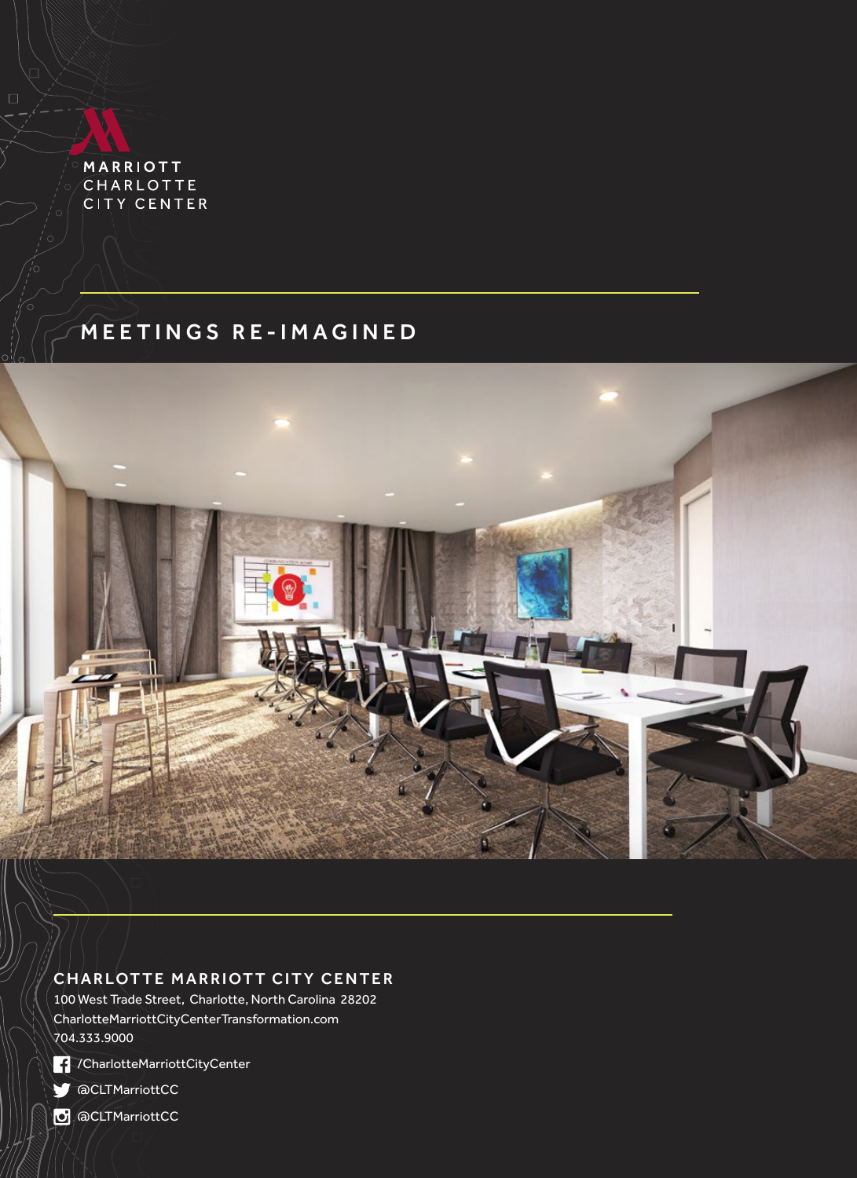MARRIOTT
CHARLOTTE
CITY CENTER

# MEETINGS RE-IMAGINED

## CHARLOTTE MARRIOTT CITY CENTER

100 West Trade Street, Charlotte, North Carolina 28202
CharlotteMarriottCityCenterTransformation.com
704.333.9000

/CharlotteMarriottCityCenter

@CLTMarriottCC

@CLTMarriottCC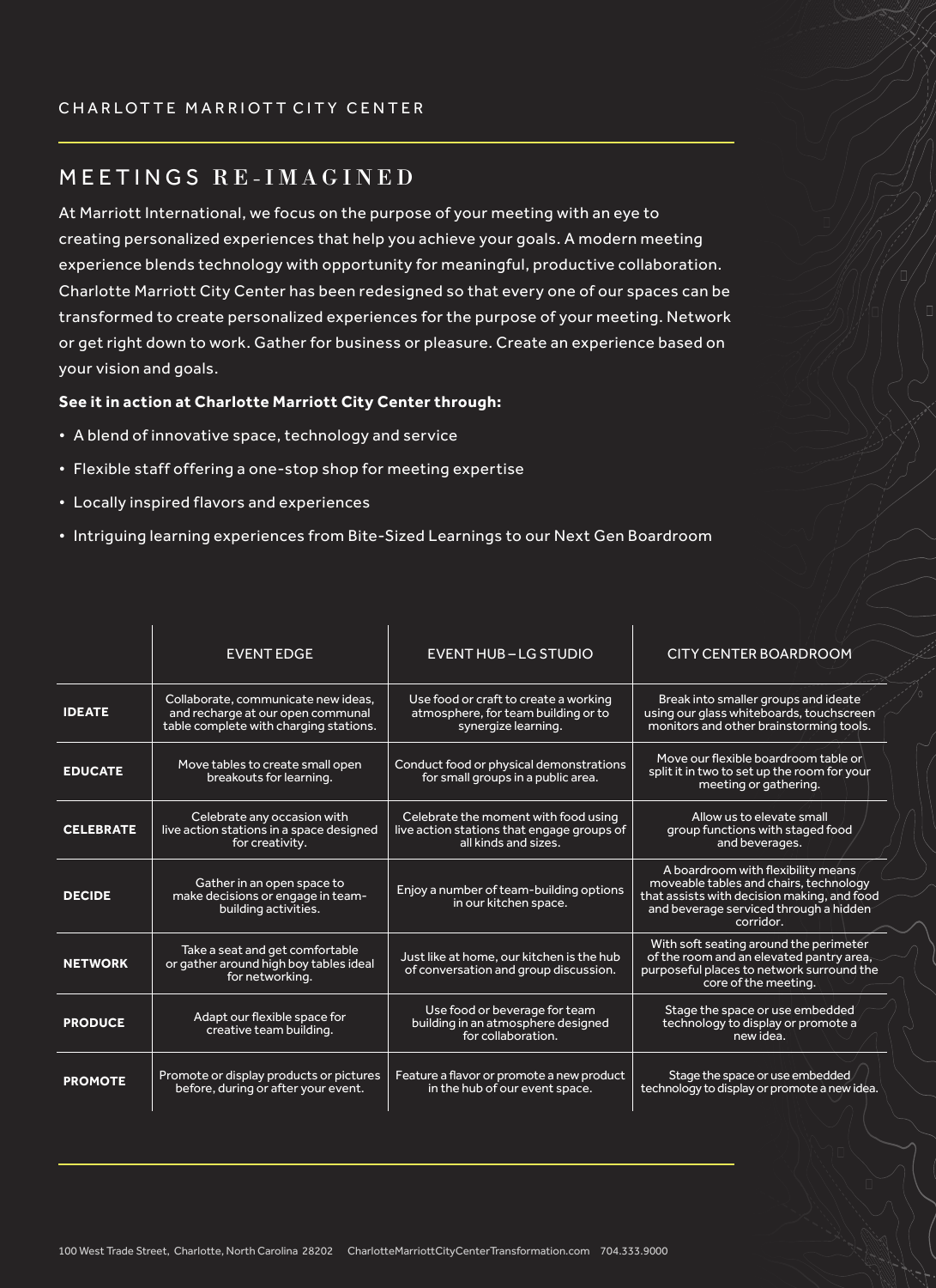CHARLOTTE MARRIOTT CITY CENTER

## MEETINGS RE-IMAGINED

At Marriott International, we focus on the purpose of your meeting with an eye to creating personalized experiences that help you achieve your goals. A modern meeting experience blends technology with opportunity for meaningful, productive collaboration. Charlotte Marriott City Center has been redesigned so that every one of our spaces can be transformed to create personalized experiences for the purpose of your meeting. Network or get right down to work. Gather for business or pleasure. Create an experience based on your vision and goals.

**See it in action at Charlotte Marriott City Center through:**

- A blend of innovative space, technology and service
- Flexible staff offering a one-stop shop for meeting expertise
- Locally inspired flavors and experiences
- Intriguing learning experiences from Bite-Sized Learnings to our Next Gen Boardroom

| | EVENT EDGE | EVENT HUB – LG STUDIO | CITY CENTER BOARDROOM |
|---|---|---|---|
| **IDEATE** | Collaborate, communicate new ideas, and recharge at our open communal table complete with charging stations. | Use food or craft to create a working atmosphere, for team building or to synergize learning. | Break into smaller groups and ideate using our glass whiteboards, touchscreen monitors and other brainstorming tools. |
| **EDUCATE** | Move tables to create small open breakouts for learning. | Conduct food or physical demonstrations for small groups in a public area. | Move our flexible boardroom table or split it in two to set up the room for your meeting or gathering. |
| **CELEBRATE** | Celebrate any occasion with live action stations in a space designed for creativity. | Celebrate the moment with food using live action stations that engage groups of all kinds and sizes. | Allow us to elevate small group functions with staged food and beverages. |
| **DECIDE** | Gather in an open space to make decisions or engage in team-building activities. | Enjoy a number of team-building options in our kitchen space. | A boardroom with flexibility means moveable tables and chairs, technology that assists with decision making, and food and beverage serviced through a hidden corridor. |
| **NETWORK** | Take a seat and get comfortable or gather around high boy tables ideal for networking. | Just like at home, our kitchen is the hub of conversation and group discussion. | With soft seating around the perimeter of the room and an elevated pantry area, purposeful places to network surround the core of the meeting. |
| **PRODUCE** | Adapt our flexible space for creative team building. | Use food or beverage for team building in an atmosphere designed for collaboration. | Stage the space or use embedded technology to display or promote a new idea. |
| **PROMOTE** | Promote or display products or pictures before, during or after your event. | Feature a flavor or promote a new product in the hub of our event space. | Stage the space or use embedded technology to display or promote a new idea. |

100 West Trade Street, Charlotte, North Carolina 28202 CharlotteMarriottCityCenterTransformation.com 704.333.9000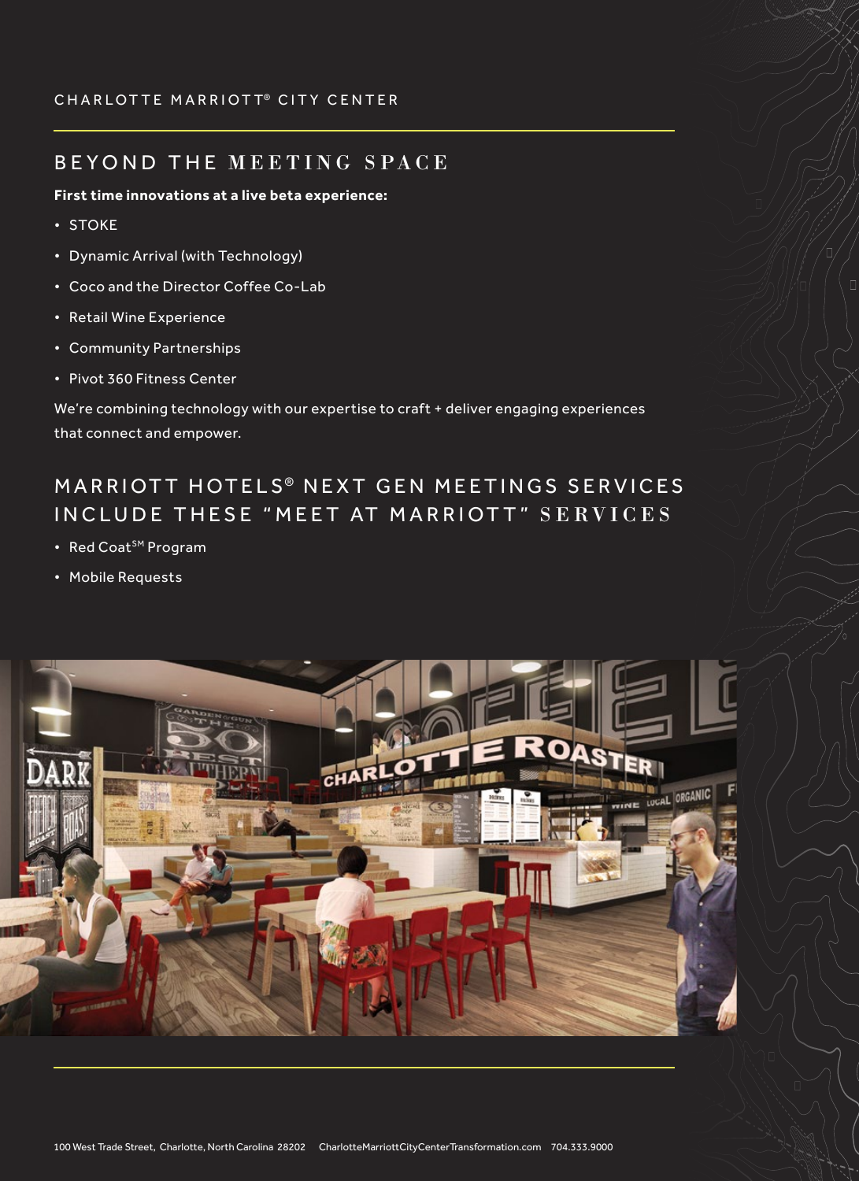## BEYOND THE MEETING SPACE

**First time innovations at a live beta experience:**

- STOKE
- Dynamic Arrival (with Technology)
- Coco and the Director Coffee Co-Lab
- Retail Wine Experience
- Community Partnerships
- Pivot 360 Fitness Center

We're combining technology with our expertise to craft + deliver engaging experiences that connect and empower.

## MARRIOTT HOTELS® NEXT GEN MEETINGS SERVICES INCLUDE THESE "MEET AT MARRIOTT" SERVICES

- Red Coat℠ Program
- Mobile Requests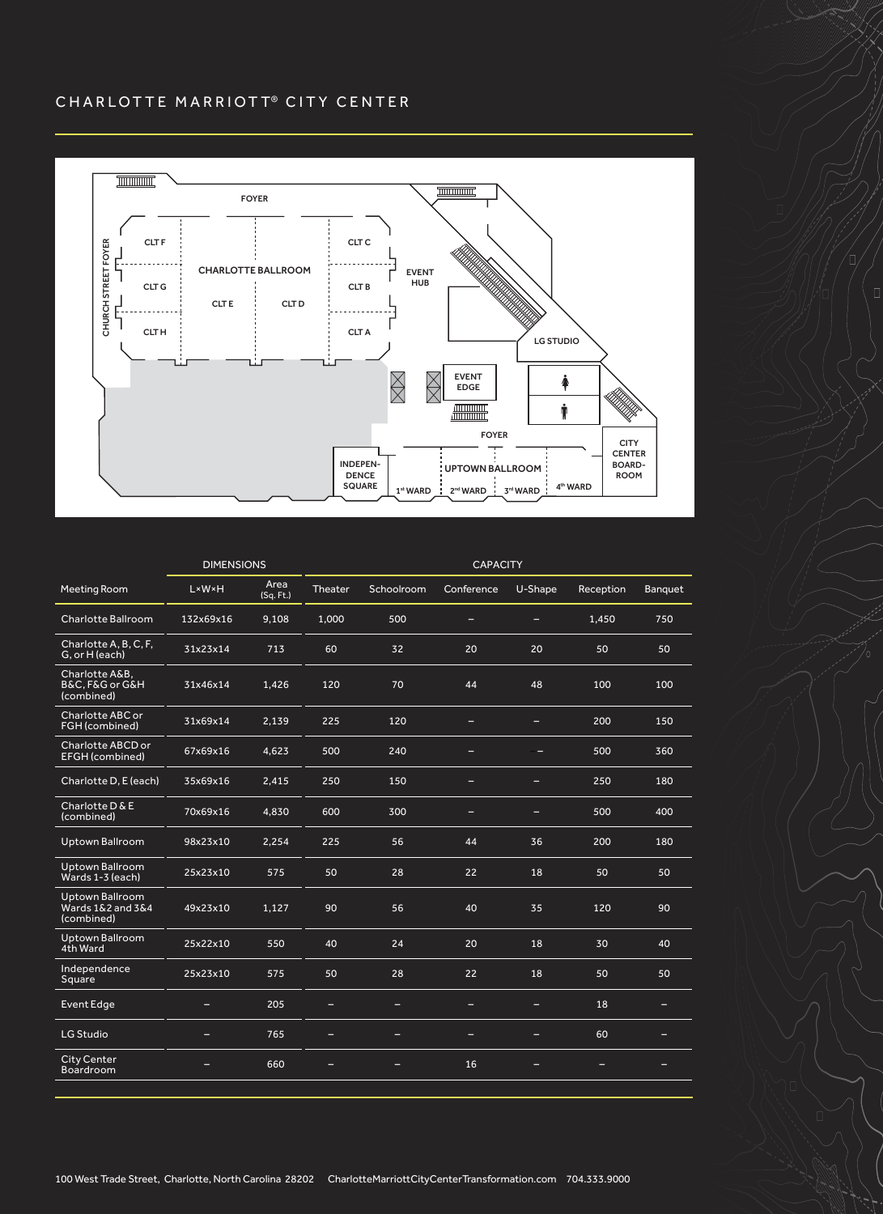# CHARLOTTE MARRIOTT® CITY CENTER

| | DIMENSIONS | | CAPACITY | | | | | |
|---|---|---|---|---|---|---|---|---|
| Meeting Room | L×W×H | Area (Sq. Ft.) | Theater | Schoolroom | Conference | U-Shape | Reception | Banquet |
| Charlotte Ballroom | 132x69x16 | 9,108 | 1,000 | 500 | – | – | 1,450 | 750 |
| Charlotte A, B, C, F, G, or H (each) | 31x23x14 | 713 | 60 | 32 | 20 | 20 | 50 | 50 |
| Charlotte A&B, B&C, F&G or G&H (combined) | 31x46x14 | 1,426 | 120 | 70 | 44 | 48 | 100 | 100 |
| Charlotte ABC or FGH (combined) | 31x69x14 | 2,139 | 225 | 120 | – | – | 200 | 150 |
| Charlotte ABCD or EFGH (combined) | 67x69x16 | 4,623 | 500 | 240 | – | – | 500 | 360 |
| Charlotte D, E (each) | 35x69x16 | 2,415 | 250 | 150 | – | – | 250 | 180 |
| Charlotte D & E (combined) | 70x69x16 | 4,830 | 600 | 300 | – | – | 500 | 400 |
| Uptown Ballroom | 98x23x10 | 2,254 | 225 | 56 | 44 | 36 | 200 | 180 |
| Uptown Ballroom Wards 1-3 (each) | 25x23x10 | 575 | 50 | 28 | 22 | 18 | 50 | 50 |
| Uptown Ballroom Wards 1&2 and 3&4 (combined) | 49x23x10 | 1,127 | 90 | 56 | 40 | 35 | 120 | 90 |
| Uptown Ballroom 4th Ward | 25x22x10 | 550 | 40 | 24 | 20 | 18 | 30 | 40 |
| Independence Square | 25x23x10 | 575 | 50 | 28 | 22 | 18 | 50 | 50 |
| Event Edge | – | 205 | – | – | – | – | 18 | – |
| LG Studio | – | 765 | – | – | – | – | 60 | – |
| City Center Boardroom | – | 660 | – | – | 16 | – | – | – |

100 West Trade Street, Charlotte, North Carolina 28202 CharlotteMarriottCityCenterTransformation.com 704.333.9000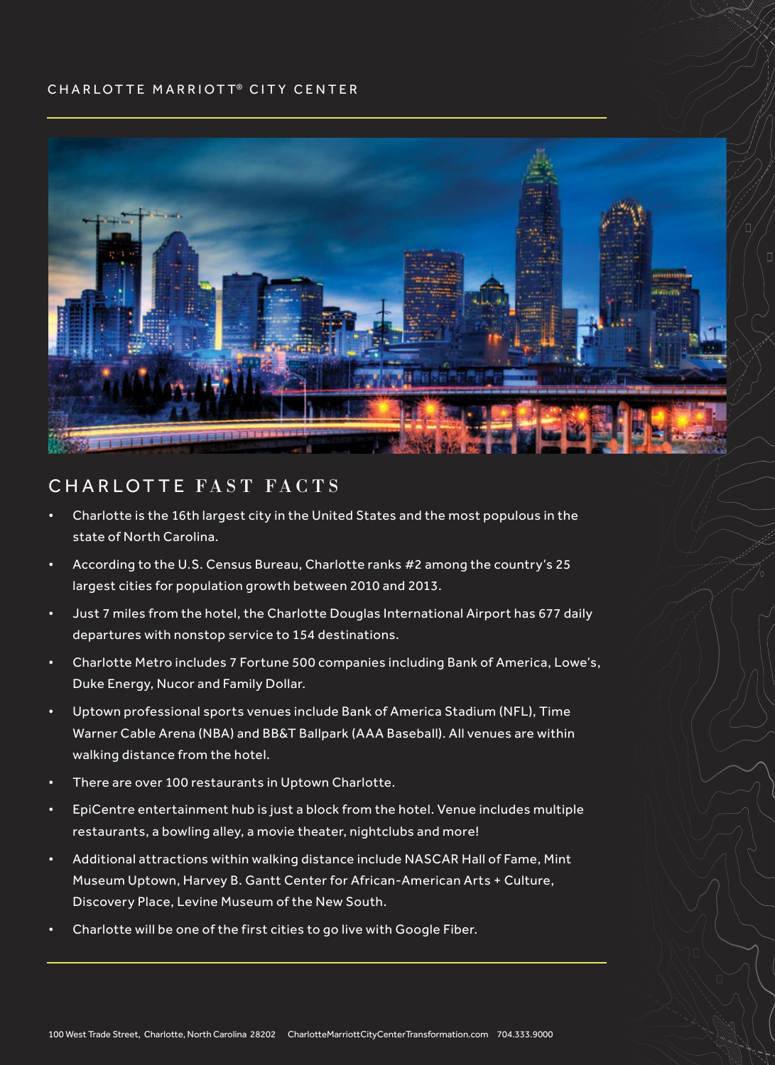CHARLOTTE MARRIOTT® CITY CENTER

## CHARLOTTE FAST FACTS

- Charlotte is the 16th largest city in the United States and the most populous in the state of North Carolina.
- According to the U.S. Census Bureau, Charlotte ranks #2 among the country's 25 largest cities for population growth between 2010 and 2013.
- Just 7 miles from the hotel, the Charlotte Douglas International Airport has 677 daily departures with nonstop service to 154 destinations.
- Charlotte Metro includes 7 Fortune 500 companies including Bank of America, Lowe's, Duke Energy, Nucor and Family Dollar.
- Uptown professional sports venues include Bank of America Stadium (NFL), Time Warner Cable Arena (NBA) and BB&T Ballpark (AAA Baseball). All venues are within walking distance from the hotel.
- There are over 100 restaurants in Uptown Charlotte.
- EpiCentre entertainment hub is just a block from the hotel. Venue includes multiple restaurants, a bowling alley, a movie theater, nightclubs and more!
- Additional attractions within walking distance include NASCAR Hall of Fame, Mint Museum Uptown, Harvey B. Gantt Center for African-American Arts + Culture, Discovery Place, Levine Museum of the New South.
- Charlotte will be one of the first cities to go live with Google Fiber.

100 West Trade Street, Charlotte, North Carolina 28202 CharlotteMarriottCityCenterTransformation.com 704.333.9000